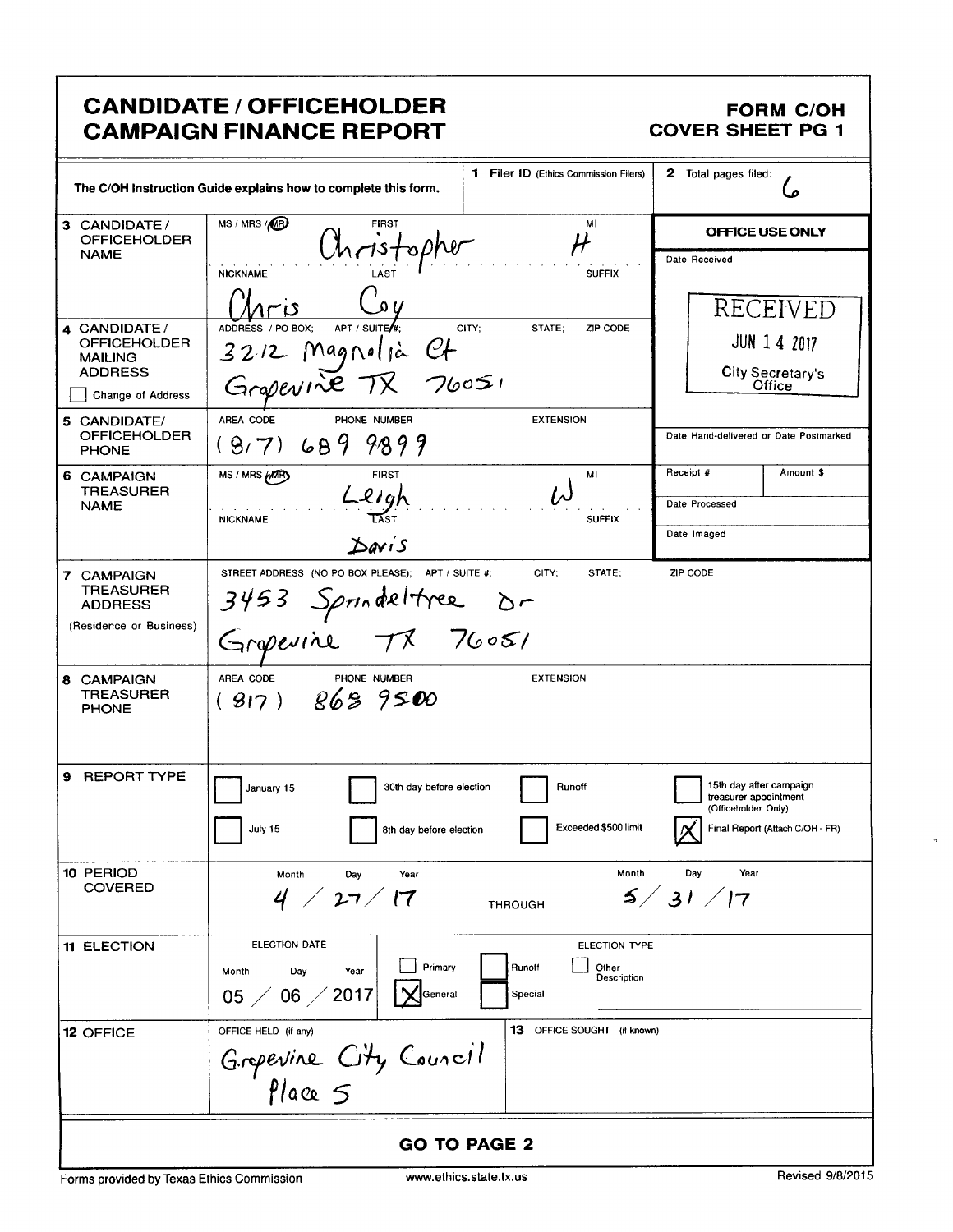# CANDIDATE / OFFICEHOLDER CAMPAIGN FINANCE REPORT

**FORM C/OH COVER SHEET PG 1**

The C/OH Instruction Guide explains how to complete this form.

**1** Filer ID (Ethics Commission Filers):

**2** Total pages filed: 6

| | |
|---|---|
| **3 CANDIDATE / OFFICEHOLDER NAME** | MS / MRS / MR: MR; FIRST: Christopher; MI: H; NICKNAME: Chris; LAST: Coy; SUFFIX: |
| **4 CANDIDATE / OFFICEHOLDER MAILING ADDRESS** ☐ Change of Address | ADDRESS / PO BOX; APT / SUITE #; CITY; STATE; ZIP CODE: 3212 Magnolia Ct Grapevine TX 76051 |
| **5 CANDIDATE / OFFICEHOLDER PHONE** | AREA CODE, PHONE NUMBER: (817) 689 9899; EXTENSION: |
| **6 CAMPAIGN TREASURER NAME** | MS / MRS / MR: MR; FIRST: Leigh; MI: W; NICKNAME: ; LAST: Davis; SUFFIX: |
| **7 CAMPAIGN TREASURER ADDRESS** (Residence or Business) | STREET ADDRESS (NO PO BOX PLEASE); APT / SUITE #; CITY; STATE; ZIP CODE: 3453 Sprindeltree Dr Grapevine TX 76051 |
| **8 CAMPAIGN TREASURER PHONE** | AREA CODE, PHONE NUMBER: (817) 868 9500; EXTENSION: |

**OFFICE USE ONLY**

Date Received: RECEIVED JUN 14 2017 City Secretary's Office

Date Hand-delivered or Date Postmarked:

Receipt #: | Amount $:

Date Processed:

Date Imaged:

**9 REPORT TYPE**

- ☐ January 15
- ☐ July 15
- ☐ 30th day before election
- ☐ 8th day before election
- ☐ Runoff
- ☐ Exceeded $500 limit
- ☐ 15th day after campaign treasurer appointment (Officeholder Only)
- ☒ Final Report (Attach C/OH - FR)

**10 PERIOD COVERED**

Month / Day / Year: 4 / 27 / 17 THROUGH Month / Day / Year: 5 / 31 / 17

**11 ELECTION**

ELECTION DATE (Month / Day / Year): 05 / 06 / 2017

ELECTION TYPE: ☐ Primary ☒ General ☐ Runoff ☐ Special ☐ Other Description

**12 OFFICE**

OFFICE HELD (if any): Grapevine City Council Place 5

**13** OFFICE SOUGHT (if known):

**GO TO PAGE 2**

Forms provided by Texas Ethics Commission www.ethics.state.tx.us Revised 9/8/2015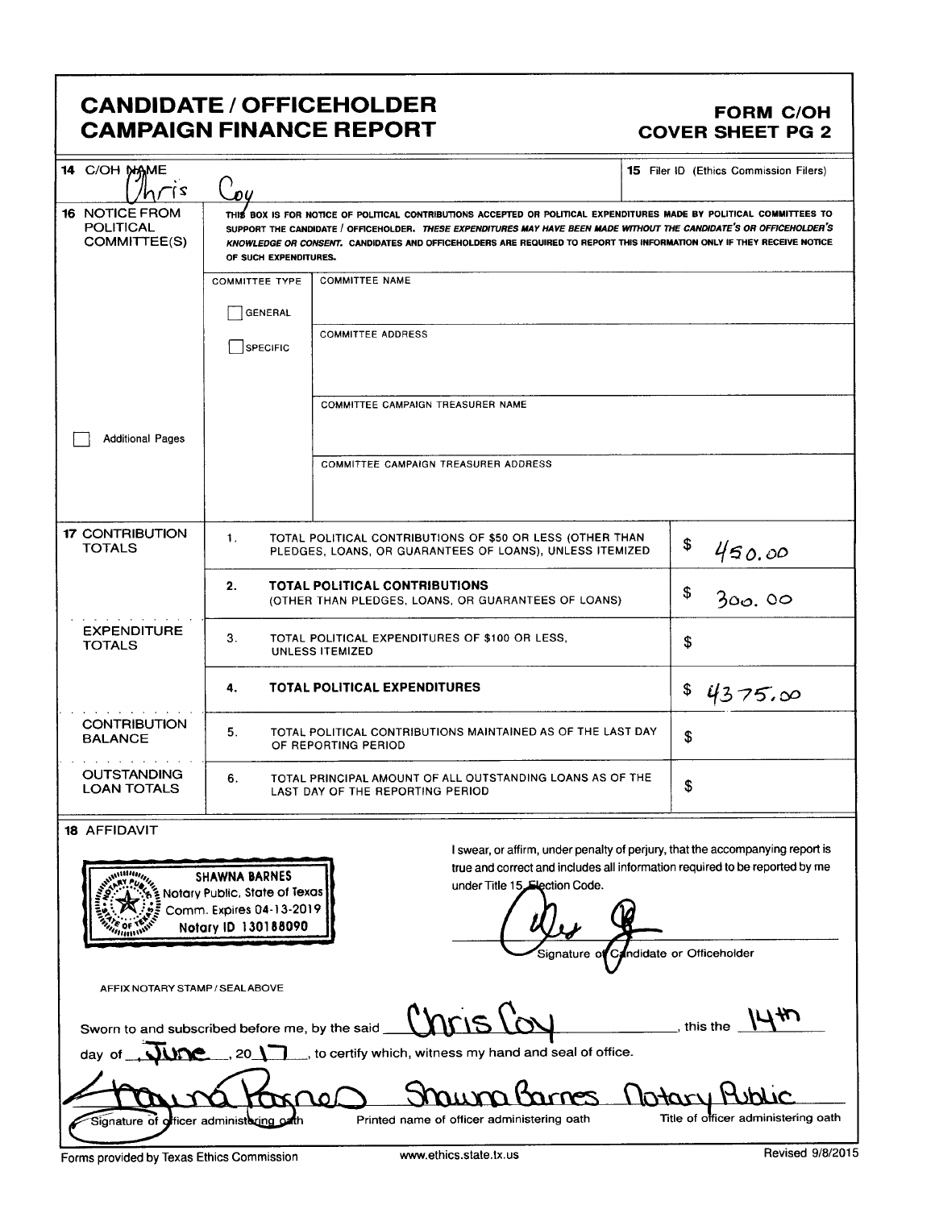# CANDIDATE / OFFICEHOLDER CAMPAIGN FINANCE REPORT

**FORM C/OH COVER SHEET PG 2**

| | | |
|---|---|---|
| **14** C/OH NAME | Chris Coy | **15** Filer ID (Ethics Commission Filers) |

**16 NOTICE FROM POLITICAL COMMITTEE(S)**

THIS BOX IS FOR NOTICE OF POLITICAL CONTRIBUTIONS ACCEPTED OR POLITICAL EXPENDITURES MADE BY POLITICAL COMMITTEES TO SUPPORT THE CANDIDATE / OFFICEHOLDER. *THESE EXPENDITURES MAY HAVE BEEN MADE WITHOUT THE CANDIDATE'S OR OFFICEHOLDER'S KNOWLEDGE OR CONSENT.* CANDIDATES AND OFFICEHOLDERS ARE REQUIRED TO REPORT THIS INFORMATION ONLY IF THEY RECEIVE NOTICE OF SUCH EXPENDITURES.

| COMMITTEE TYPE | |
|---|---|
| ☐ GENERAL<br>☐ SPECIFIC | COMMITTEE NAME |
| | COMMITTEE ADDRESS |
| | COMMITTEE CAMPAIGN TREASURER NAME |
| | COMMITTEE CAMPAIGN TREASURER ADDRESS |

☐ Additional Pages

| Section | No. | Description | Amount |
|---|---|---|---|
| **17** CONTRIBUTION TOTALS | 1. | TOTAL POLITICAL CONTRIBUTIONS OF $50 OR LESS (OTHER THAN PLEDGES, LOANS, OR GUARANTEES OF LOANS), UNLESS ITEMIZED | $ 450.00 |
| | 2. | **TOTAL POLITICAL CONTRIBUTIONS** (OTHER THAN PLEDGES, LOANS, OR GUARANTEES OF LOANS) | $ 300.00 |
| EXPENDITURE TOTALS | 3. | TOTAL POLITICAL EXPENDITURES OF $100 OR LESS, UNLESS ITEMIZED | $ |
| | 4. | **TOTAL POLITICAL EXPENDITURES** | $ 4375.00 |
| CONTRIBUTION BALANCE | 5. | TOTAL POLITICAL CONTRIBUTIONS MAINTAINED AS OF THE LAST DAY OF REPORTING PERIOD | $ |
| OUTSTANDING LOAN TOTALS | 6. | TOTAL PRINCIPAL AMOUNT OF ALL OUTSTANDING LOANS AS OF THE LAST DAY OF THE REPORTING PERIOD | $ |

**18 AFFIDAVIT**

SHAWNA BARNES
Notary Public, State of Texas
Comm. Expires 04-13-2019
Notary ID 130188090

I swear, or affirm, under penalty of perjury, that the accompanying report is true and correct and includes all information required to be reported by me under Title 15, Election Code.

[Signature]
Signature of Candidate or Officeholder

AFFIX NOTARY STAMP / SEAL ABOVE

Sworn to and subscribed before me, by the said Chris Coy, this the 14th day of June, 20 17, to certify which, witness my hand and seal of office.

| [Signature] | Shawna Barnes | Notary Public |
|---|---|---|
| Signature of officer administering oath | Printed name of officer administering oath | Title of officer administering oath |

Forms provided by Texas Ethics Commission www.ethics.state.tx.us Revised 9/8/2015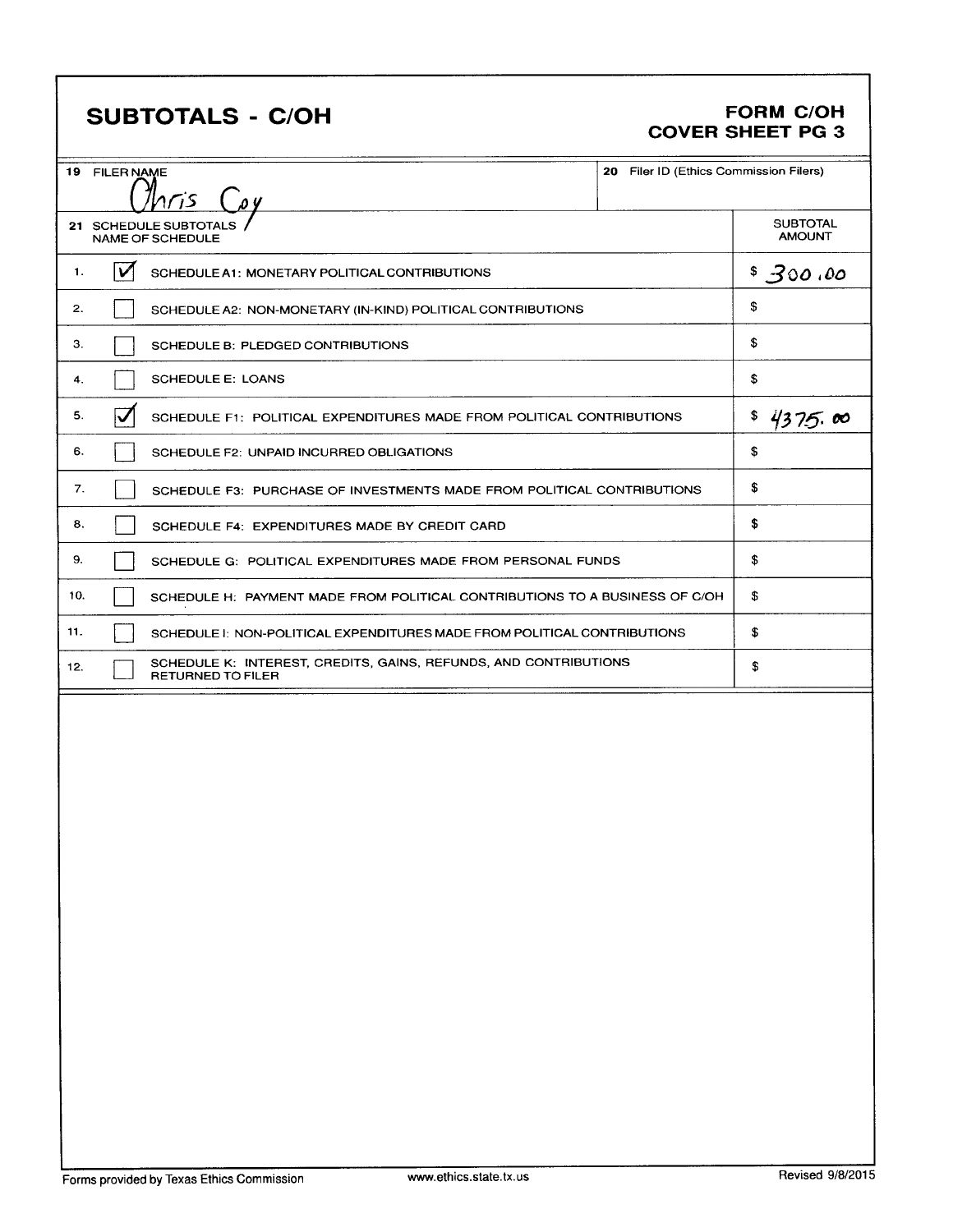# SUBTOTALS - C/OH

**FORM C/OH**
**COVER SHEET PG 3**

| 19 FILER NAME | 20 Filer ID (Ethics Commission Filers) |
|---|---|
| Chris Coy | |

| 21 SCHEDULE SUBTOTALS NAME OF SCHEDULE | | | SUBTOTAL AMOUNT |
|---|---|---|---|
| 1. | ☑ | SCHEDULE A1: MONETARY POLITICAL CONTRIBUTIONS | $ 300.00 |
| 2. | ☐ | SCHEDULE A2: NON-MONETARY (IN-KIND) POLITICAL CONTRIBUTIONS | $ |
| 3. | ☐ | SCHEDULE B: PLEDGED CONTRIBUTIONS | $ |
| 4. | ☐ | SCHEDULE E: LOANS | $ |
| 5. | ☑ | SCHEDULE F1: POLITICAL EXPENDITURES MADE FROM POLITICAL CONTRIBUTIONS | $ 4375.00 |
| 6. | ☐ | SCHEDULE F2: UNPAID INCURRED OBLIGATIONS | $ |
| 7. | ☐ | SCHEDULE F3: PURCHASE OF INVESTMENTS MADE FROM POLITICAL CONTRIBUTIONS | $ |
| 8. | ☐ | SCHEDULE F4: EXPENDITURES MADE BY CREDIT CARD | $ |
| 9. | ☐ | SCHEDULE G: POLITICAL EXPENDITURES MADE FROM PERSONAL FUNDS | $ |
| 10. | ☐ | SCHEDULE H: PAYMENT MADE FROM POLITICAL CONTRIBUTIONS TO A BUSINESS OF C/OH | $ |
| 11. | ☐ | SCHEDULE I: NON-POLITICAL EXPENDITURES MADE FROM POLITICAL CONTRIBUTIONS | $ |
| 12. | ☐ | SCHEDULE K: INTEREST, CREDITS, GAINS, REFUNDS, AND CONTRIBUTIONS RETURNED TO FILER | $ |

Forms provided by Texas Ethics Commission www.ethics.state.tx.us Revised 9/8/2015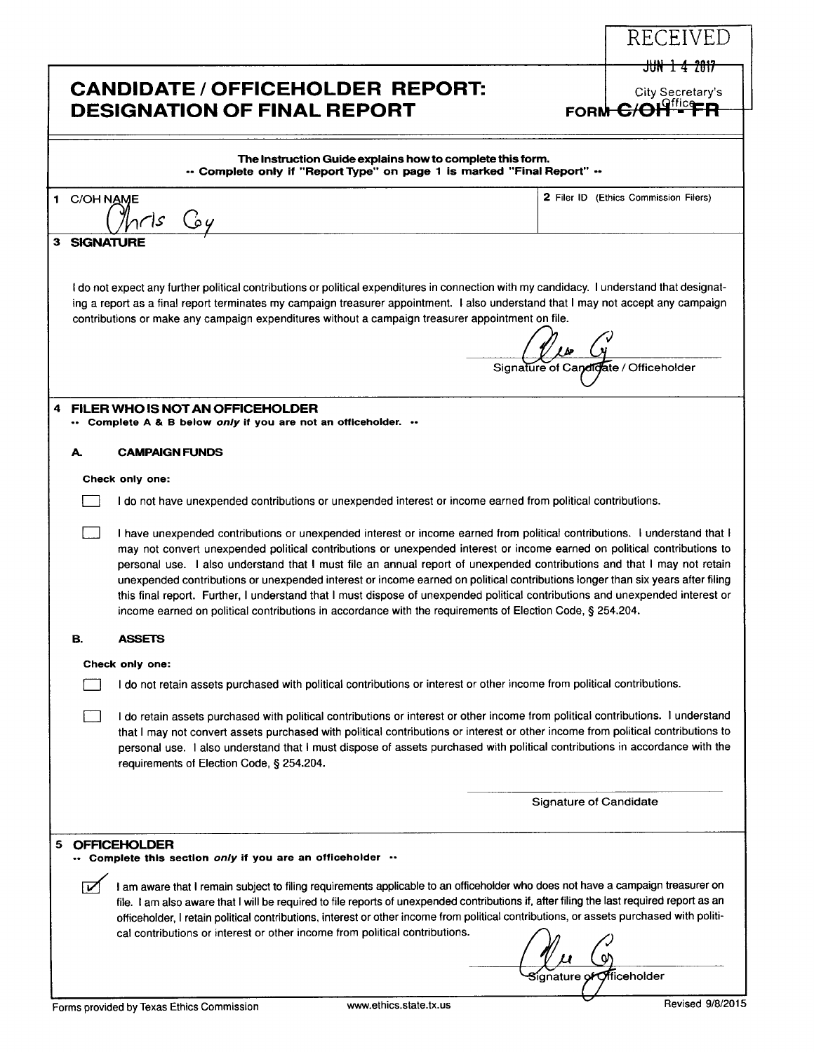RECEIVED

JUN 14 2017

City Secretary's Office

# CANDIDATE / OFFICEHOLDER REPORT: DESIGNATION OF FINAL REPORT

**FORM C/OH - FR**

**The Instruction Guide explains how to complete this form.**
**-- Complete only if "Report Type" on page 1 is marked "Final Report" --**

**1** C/OH NAME

Chris Coy

**2** Filer ID (Ethics Commission Filers)

**3 SIGNATURE**

I do not expect any further political contributions or political expenditures in connection with my candidacy. I understand that designating a report as a final report terminates my campaign treasurer appointment. I also understand that I may not accept any campaign contributions or make any campaign expenditures without a campaign treasurer appointment on file.

Signature of Candidate / Officeholder

**4 FILER WHO IS NOT AN OFFICEHOLDER**
**-- Complete A & B below *only* if you are not an officeholder. --**

**A. CAMPAIGN FUNDS**

**Check only one:**

- [ ] I do not have unexpended contributions or unexpended interest or income earned from political contributions.

- [ ] I have unexpended contributions or unexpended interest or income earned from political contributions. I understand that I may not convert unexpended political contributions or unexpended interest or income earned on political contributions to personal use. I also understand that I must file an annual report of unexpended contributions and that I may not retain unexpended contributions or unexpended interest or income earned on political contributions longer than six years after filing this final report. Further, I understand that I must dispose of unexpended political contributions and unexpended interest or income earned on political contributions in accordance with the requirements of Election Code, § 254.204.

**B. ASSETS**

**Check only one:**

- [ ] I do not retain assets purchased with political contributions or interest or other income from political contributions.

- [ ] I do retain assets purchased with political contributions or interest or other income from political contributions. I understand that I may not convert assets purchased with political contributions or interest or other income from political contributions to personal use. I also understand that I must dispose of assets purchased with political contributions in accordance with the requirements of Election Code, § 254.204.

Signature of Candidate

**5 OFFICEHOLDER**
**-- Complete this section *only* if you are an officeholder --**

- [x] I am aware that I remain subject to filing requirements applicable to an officeholder who does not have a campaign treasurer on file. I am also aware that I will be required to file reports of unexpended contributions if, after filing the last required report as an officeholder, I retain political contributions, interest or other income from political contributions, or assets purchased with political contributions or interest or other income from political contributions.

Signature of Officeholder

Forms provided by Texas Ethics Commission www.ethics.state.tx.us Revised 9/8/2015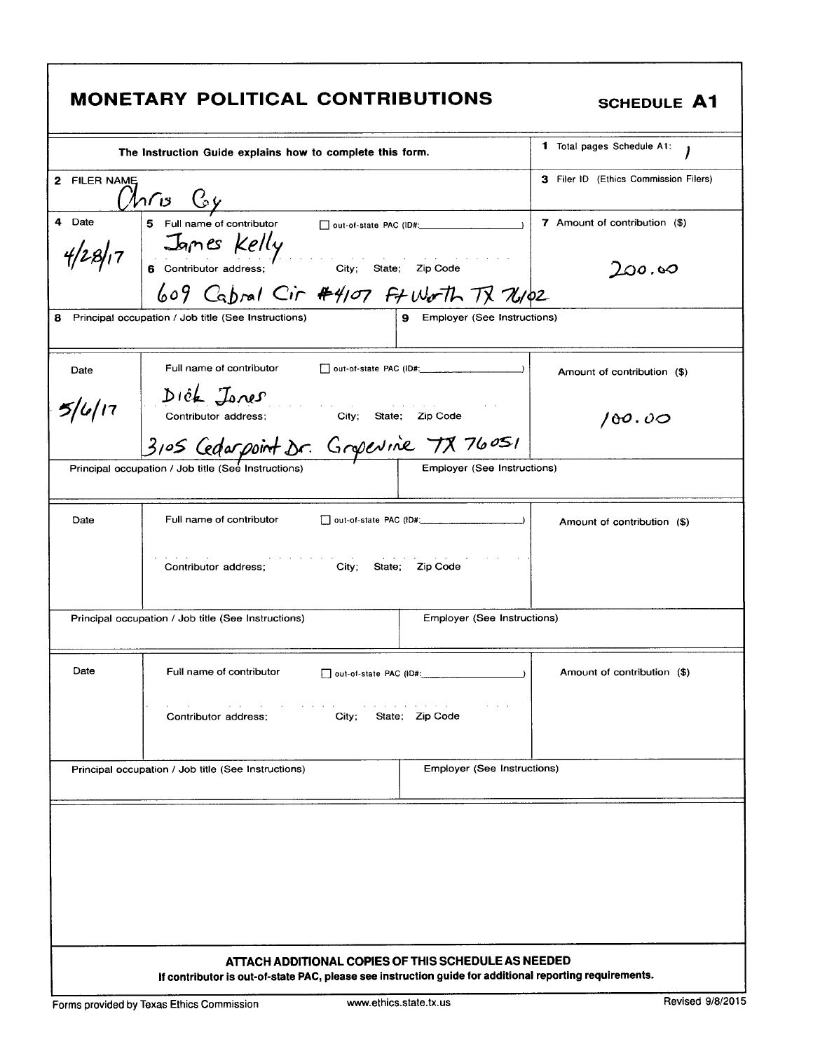# MONETARY POLITICAL CONTRIBUTIONS

**SCHEDULE A1**

| The Instruction Guide explains how to complete this form. | | 1 Total pages Schedule A1: 1 |
|---|---|---|
| 2 FILER NAME Chris Coy | | 3 Filer ID (Ethics Commission Filers) |
| 4 Date 4/28/17 | 5 Full name of contributor ☐ out-of-state PAC (ID#: ) James Kelly<br>6 Contributor address; City; State; Zip Code 609 Cabral Cir #4107 Ft Worth TX 76102 | 7 Amount of contribution ($) 200.00 |
| 8 Principal occupation / Job title (See Instructions) | 9 Employer (See Instructions) | |
| Date 5/6/17 | Full name of contributor ☐ out-of-state PAC (ID#: ) Dick Jones<br>Contributor address; City; State; Zip Code 3105 Cedarpoint Dr. Grapevine TX 76051 | Amount of contribution ($) 100.00 |
| Principal occupation / Job title (See Instructions) | Employer (See Instructions) | |
| Date | Full name of contributor ☐ out-of-state PAC (ID#: )<br>Contributor address; City; State; Zip Code | Amount of contribution ($) |
| Principal occupation / Job title (See Instructions) | Employer (See Instructions) | |
| Date | Full name of contributor ☐ out-of-state PAC (ID#: )<br>Contributor address; City; State; Zip Code | Amount of contribution ($) |
| Principal occupation / Job title (See Instructions) | Employer (See Instructions) | |

**ATTACH ADDITIONAL COPIES OF THIS SCHEDULE AS NEEDED**

**If contributor is out-of-state PAC, please see instruction guide for additional reporting requirements.**

Forms provided by Texas Ethics Commission www.ethics.state.tx.us Revised 9/8/2015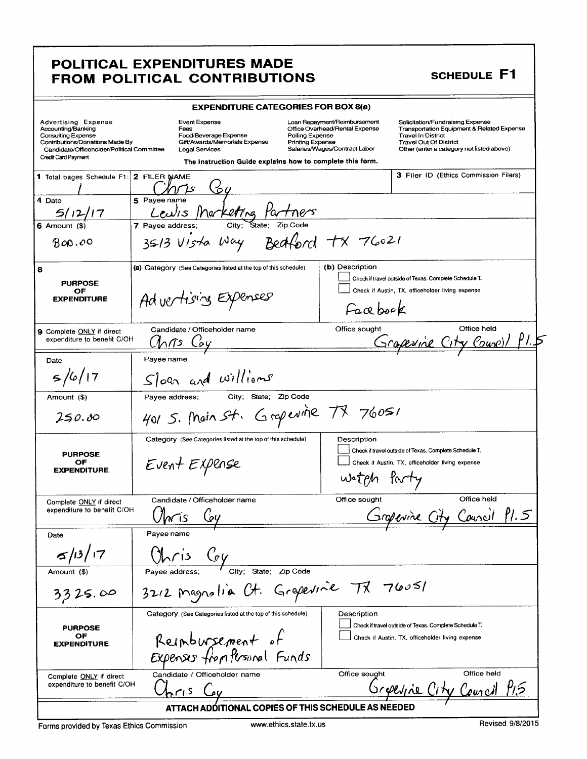# POLITICAL EXPENDITURES MADE FROM POLITICAL CONTRIBUTIONS

**SCHEDULE F1**

**EXPENDITURE CATEGORIES FOR BOX 8(a)**

| | | | |
|---|---|---|---|
| Advertising Expense | Event Expense | Loan Repayment/Reimbursement | Solicitation/Fundraising Expense |
| Accounting/Banking | Fees | Office Overhead/Rental Expense | Transportation Equipment & Related Expense |
| Consulting Expense | Food/Beverage Expense | Polling Expense | Travel In District |
| Contributions/Donations Made By Candidate/Officeholder/Political Committee | Gift/Awards/Memorials Expense | Printing Expense | Travel Out Of District |
| Credit Card Payment | Legal Services | Salaries/Wages/Contract Labor | Other (enter a category not listed above) |

The Instruction Guide explains how to complete this form.

| | | | |
|---|---|---|---|
| **1** Total pages Schedule F1: 1 | **2** FILER NAME: Chris Coy | | **3** Filer ID (Ethics Commission Filers) |
| **4** Date: 5/12/17 | **5** Payee name: Lewis Marketing Partners | | |
| **6** Amount ($): 800.00 | **7** Payee address; City; State; Zip Code: 3513 Vista Way Bedford TX 76021 | | |
| **8** PURPOSE OF EXPENDITURE | (a) Category (See Categories listed at the top of this schedule): Advertising Expenses | (b) Description: ☐ Check if travel outside of Texas. Complete Schedule T. ☐ Check if Austin, TX, officeholder living expense. Facebook | |
| **9** Complete ONLY if direct expenditure to benefit C/OH | Candidate / Officeholder name: Chris Coy | Office sought: | Office held: Grapevine City Council Pl. 5 |
| Date: 5/6/17 | Payee name: Sloan and Williams | | |
| Amount ($): 250.00 | Payee address; City; State; Zip Code: 401 S. Main St. Grapevine TX 76051 | | |
| PURPOSE OF EXPENDITURE | Category (See Categories listed at the top of this schedule): Event Expense | Description: ☐ Check if travel outside of Texas. Complete Schedule T. ☐ Check if Austin, TX, officeholder living expense. Watch Party | |
| Complete ONLY if direct expenditure to benefit C/OH | Candidate / Officeholder name: Chris Coy | Office sought: | Office held: Grapevine City Council Pl. 5 |
| Date: 5/13/17 | Payee name: Chris Coy | | |
| Amount ($): 3325.00 | Payee address; City; State; Zip Code: 3212 Magnolia Ct. Grapevine TX 76051 | | |
| PURPOSE OF EXPENDITURE | Category (See Categories listed at the top of this schedule): Reimbursement of Expenses from Personal Funds | Description: ☐ Check if travel outside of Texas. Complete Schedule T. ☐ Check if Austin, TX, officeholder living expense. | |
| Complete ONLY if direct expenditure to benefit C/OH | Candidate / Officeholder name: Chris Coy | Office sought: | Office held: Grapevine City Council Pl.5 |

**ATTACH ADDITIONAL COPIES OF THIS SCHEDULE AS NEEDED**

Forms provided by Texas Ethics Commission | www.ethics.state.tx.us | Revised 9/8/2015